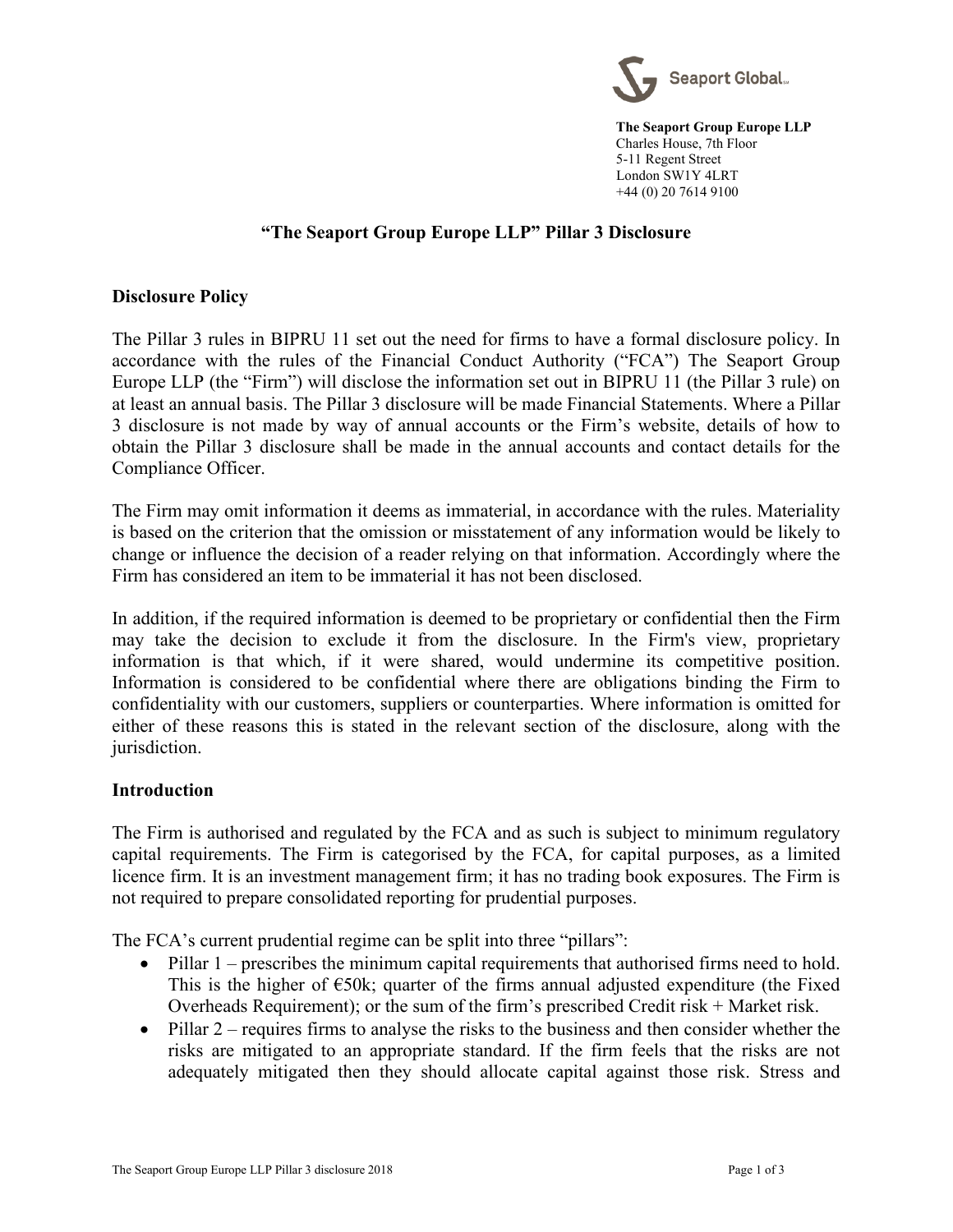**The Seaport Group Europe LLP**
Charles House, 7th Floor
5-11 Regent Street
London SW1Y 4LRT
+44 (0) 20 7614 9100

# "The Seaport Group Europe LLP" Pillar 3 Disclosure

## Disclosure Policy

The Pillar 3 rules in BIPRU 11 set out the need for firms to have a formal disclosure policy. In accordance with the rules of the Financial Conduct Authority ("FCA") The Seaport Group Europe LLP (the "Firm") will disclose the information set out in BIPRU 11 (the Pillar 3 rule) on at least an annual basis. The Pillar 3 disclosure will be made Financial Statements. Where a Pillar 3 disclosure is not made by way of annual accounts or the Firm's website, details of how to obtain the Pillar 3 disclosure shall be made in the annual accounts and contact details for the Compliance Officer.

The Firm may omit information it deems as immaterial, in accordance with the rules. Materiality is based on the criterion that the omission or misstatement of any information would be likely to change or influence the decision of a reader relying on that information. Accordingly where the Firm has considered an item to be immaterial it has not been disclosed.

In addition, if the required information is deemed to be proprietary or confidential then the Firm may take the decision to exclude it from the disclosure. In the Firm's view, proprietary information is that which, if it were shared, would undermine its competitive position. Information is considered to be confidential where there are obligations binding the Firm to confidentiality with our customers, suppliers or counterparties. Where information is omitted for either of these reasons this is stated in the relevant section of the disclosure, along with the jurisdiction.

## Introduction

The Firm is authorised and regulated by the FCA and as such is subject to minimum regulatory capital requirements. The Firm is categorised by the FCA, for capital purposes, as a limited licence firm. It is an investment management firm; it has no trading book exposures. The Firm is not required to prepare consolidated reporting for prudential purposes.

The FCA's current prudential regime can be split into three "pillars":

- Pillar 1 – prescribes the minimum capital requirements that authorised firms need to hold. This is the higher of €50k; quarter of the firms annual adjusted expenditure (the Fixed Overheads Requirement); or the sum of the firm's prescribed Credit risk + Market risk.
- Pillar 2 – requires firms to analyse the risks to the business and then consider whether the risks are mitigated to an appropriate standard. If the firm feels that the risks are not adequately mitigated then they should allocate capital against those risk. Stress and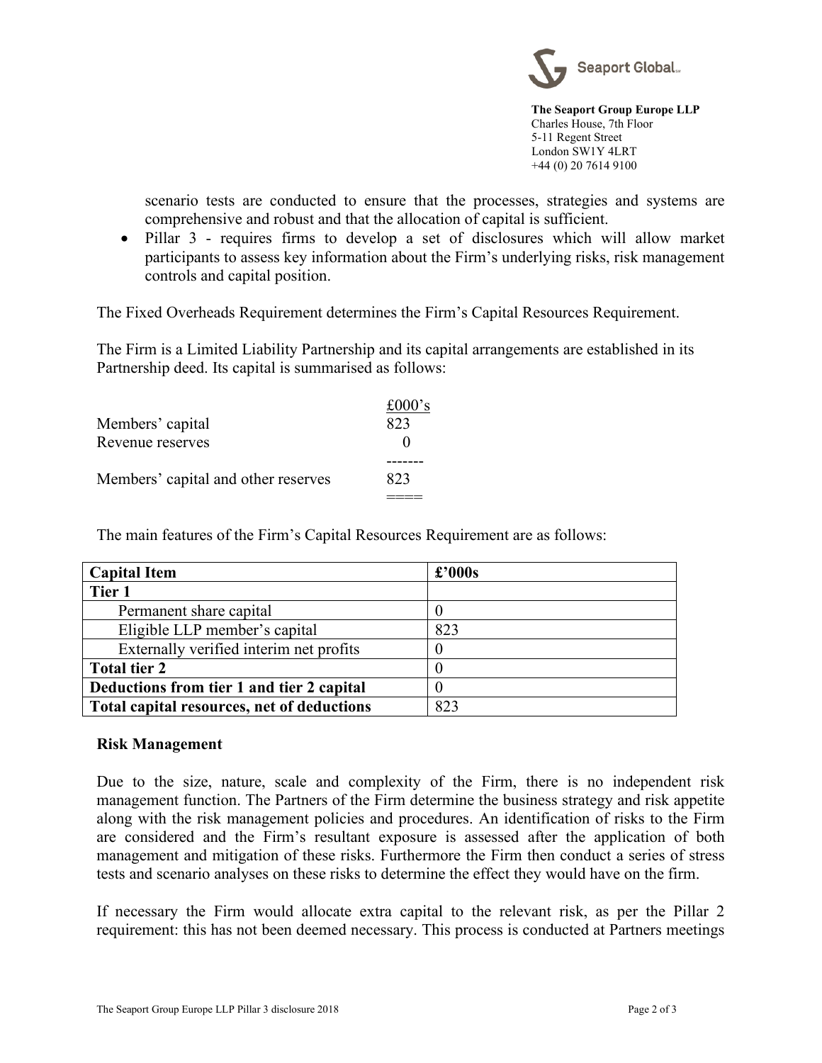scenario tests are conducted to ensure that the processes, strategies and systems are comprehensive and robust and that the allocation of capital is sufficient.

- Pillar 3 - requires firms to develop a set of disclosures which will allow market participants to assess key information about the Firm's underlying risks, risk management controls and capital position.

The Fixed Overheads Requirement determines the Firm's Capital Resources Requirement.

The Firm is a Limited Liability Partnership and its capital arrangements are established in its Partnership deed. Its capital is summarised as follows:

| | £000's |
|---|---|
| Members' capital | 823 |
| Revenue reserves | 0 |
| Members' capital and other reserves | 823 |

The main features of the Firm's Capital Resources Requirement are as follows:

| Capital Item | £'000s |
|---|---|
| **Tier 1** | |
| Permanent share capital | 0 |
| Eligible LLP member's capital | 823 |
| Externally verified interim net profits | 0 |
| **Total tier 2** | 0 |
| **Deductions from tier 1 and tier 2 capital** | 0 |
| **Total capital resources, net of deductions** | 823 |

**Risk Management**

Due to the size, nature, scale and complexity of the Firm, there is no independent risk management function. The Partners of the Firm determine the business strategy and risk appetite along with the risk management policies and procedures. An identification of risks to the Firm are considered and the Firm's resultant exposure is assessed after the application of both management and mitigation of these risks. Furthermore the Firm then conduct a series of stress tests and scenario analyses on these risks to determine the effect they would have on the firm.

If necessary the Firm would allocate extra capital to the relevant risk, as per the Pillar 2 requirement: this has not been deemed necessary. This process is conducted at Partners meetings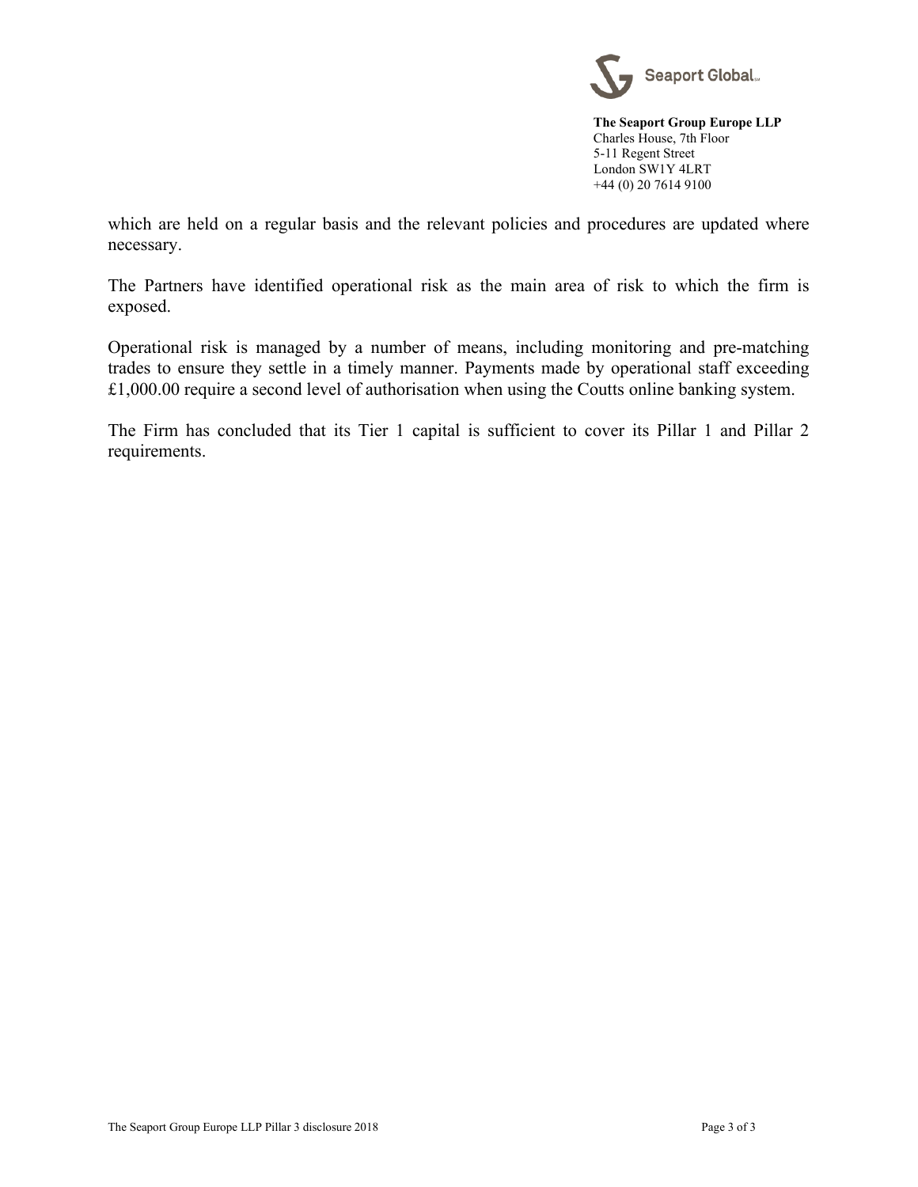which are held on a regular basis and the relevant policies and procedures are updated where necessary.

The Partners have identified operational risk as the main area of risk to which the firm is exposed.

Operational risk is managed by a number of means, including monitoring and pre-matching trades to ensure they settle in a timely manner. Payments made by operational staff exceeding £1,000.00 require a second level of authorisation when using the Coutts online banking system.

The Firm has concluded that its Tier 1 capital is sufficient to cover its Pillar 1 and Pillar 2 requirements.